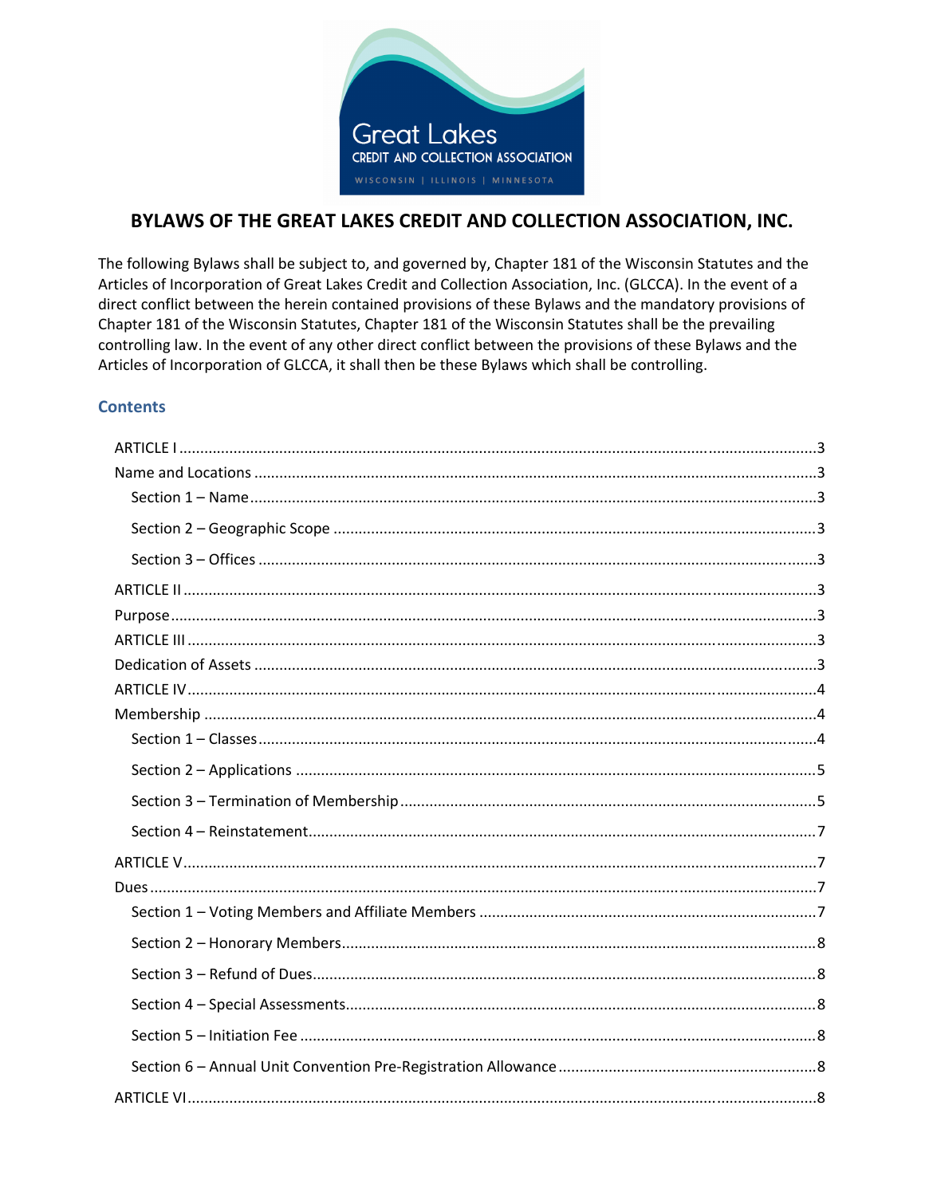Great Lakes
CREDIT AND COLLECTION ASSOCIATION
WISCONSIN | ILLINOIS | MINNESOTA

# BYLAWS OF THE GREAT LAKES CREDIT AND COLLECTION ASSOCIATION, INC.

The following Bylaws shall be subject to, and governed by, Chapter 181 of the Wisconsin Statutes and the Articles of Incorporation of Great Lakes Credit and Collection Association, Inc. (GLCCA). In the event of a direct conflict between the herein contained provisions of these Bylaws and the mandatory provisions of Chapter 181 of the Wisconsin Statutes, Chapter 181 of the Wisconsin Statutes shall be the prevailing controlling law. In the event of any other direct conflict between the provisions of these Bylaws and the Articles of Incorporation of GLCCA, it shall then be these Bylaws which shall be controlling.

## Contents

ARTICLE I .....3
Name and Locations .....3
- Section 1 – Name .....3
- Section 2 – Geographic Scope .....3
- Section 3 – Offices .....3

ARTICLE II .....3
Purpose .....3

ARTICLE III .....3
Dedication of Assets .....3

ARTICLE IV .....4
Membership .....4
- Section 1 – Classes .....4
- Section 2 – Applications .....5
- Section 3 – Termination of Membership .....5
- Section 4 – Reinstatement .....7

ARTICLE V .....7
Dues .....7
- Section 1 – Voting Members and Affiliate Members .....7
- Section 2 – Honorary Members .....8
- Section 3 – Refund of Dues .....8
- Section 4 – Special Assessments .....8
- Section 5 – Initiation Fee .....8
- Section 6 – Annual Unit Convention Pre-Registration Allowance .....8

ARTICLE VI .....8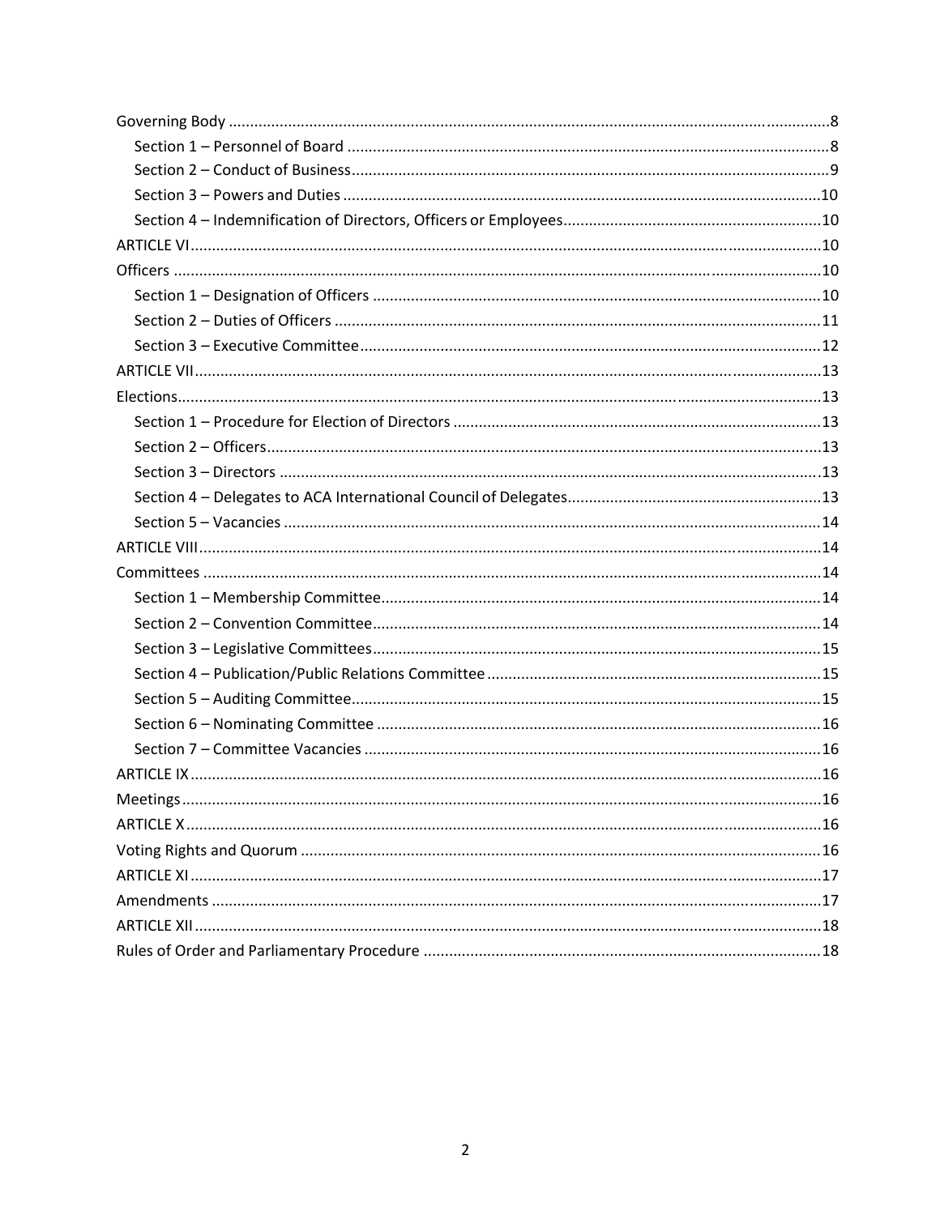Governing Body ....................................................................................................................................8

Section 1 – Personnel of Board ..........................................................................................................8

Section 2 – Conduct of Business..........................................................................................................9

Section 3 – Powers and Duties ..........................................................................................................10

Section 4 – Indemnification of Directors, Officers or Employees.....................................................10

ARTICLE VI.........................................................................................................................................10

Officers ...............................................................................................................................................10

Section 1 – Designation of Officers ...................................................................................................10

Section 2 – Duties of Officers ............................................................................................................11

Section 3 – Executive Committee.......................................................................................................12

ARTICLE VII........................................................................................................................................13

Elections.............................................................................................................................................13

Section 1 – Procedure for Election of Directors ................................................................................13

Section 2 – Officers............................................................................................................................13

Section 3 – Directors .........................................................................................................................13

Section 4 – Delegates to ACA International Council of Delegates.....................................................13

Section 5 – Vacancies ........................................................................................................................14

ARTICLE VIII.......................................................................................................................................14

Committees .......................................................................................................................................14

Section 1 – Membership Committee..................................................................................................14

Section 2 – Convention Committee....................................................................................................14

Section 3 – Legislative Committees....................................................................................................15

Section 4 – Publication/Public Relations Committee .........................................................................15

Section 5 – Auditing Committee.........................................................................................................15

Section 6 – Nominating Committee ...................................................................................................16

Section 7 – Committee Vacancies ......................................................................................................16

ARTICLE IX.........................................................................................................................................16

Meetings.............................................................................................................................................16

ARTICLE X..........................................................................................................................................16

Voting Rights and Quorum ................................................................................................................16

ARTICLE XI.........................................................................................................................................17

Amendments .....................................................................................................................................17

ARTICLE XII........................................................................................................................................18

Rules of Order and Parliamentary Procedure ...................................................................................18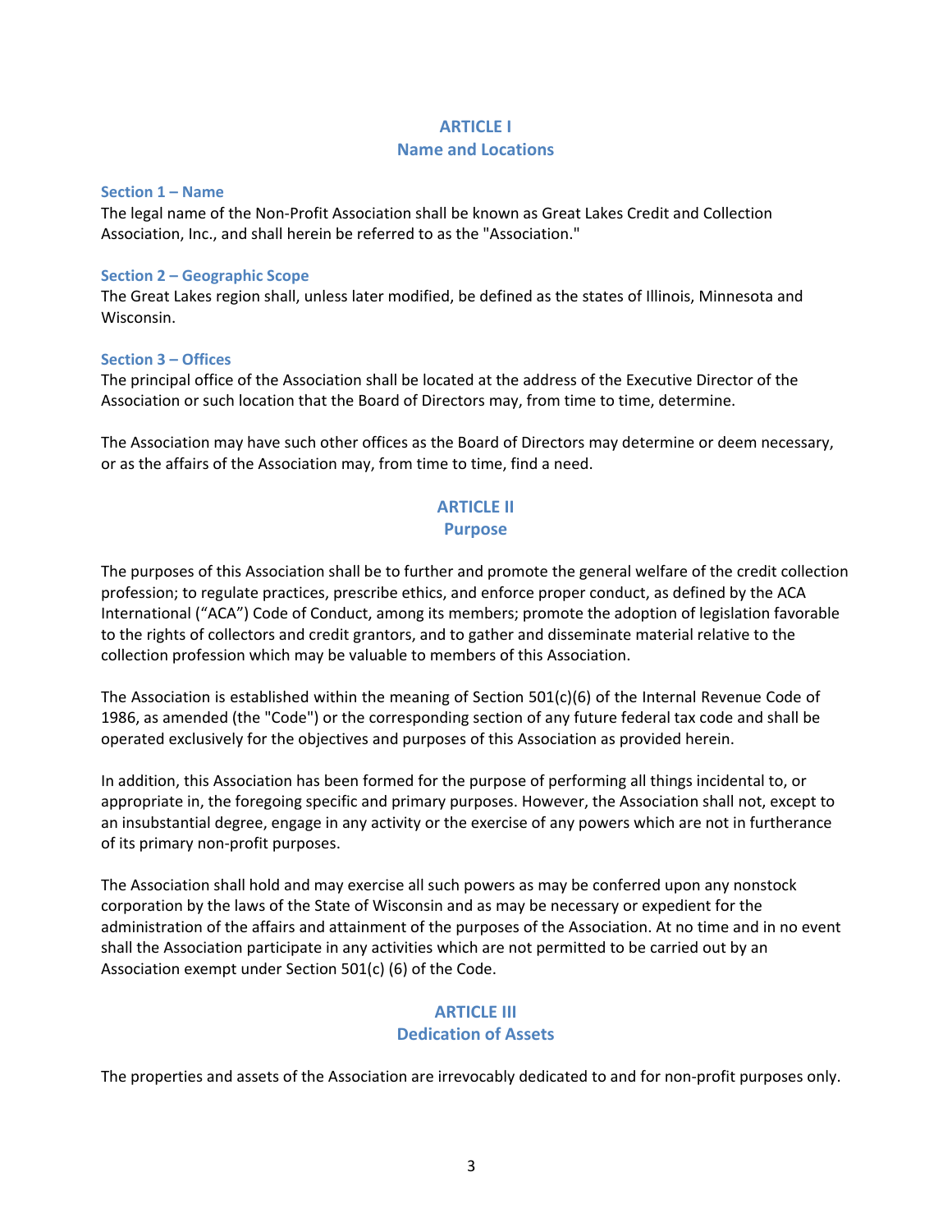## ARTICLE I
## Name and Locations

### Section 1 – Name

The legal name of the Non-Profit Association shall be known as Great Lakes Credit and Collection Association, Inc., and shall herein be referred to as the "Association."

### Section 2 – Geographic Scope

The Great Lakes region shall, unless later modified, be defined as the states of Illinois, Minnesota and Wisconsin.

### Section 3 – Offices

The principal office of the Association shall be located at the address of the Executive Director of the Association or such location that the Board of Directors may, from time to time, determine.

The Association may have such other offices as the Board of Directors may determine or deem necessary, or as the affairs of the Association may, from time to time, find a need.

## ARTICLE II
## Purpose

The purposes of this Association shall be to further and promote the general welfare of the credit collection profession; to regulate practices, prescribe ethics, and enforce proper conduct, as defined by the ACA International ("ACA") Code of Conduct, among its members; promote the adoption of legislation favorable to the rights of collectors and credit grantors, and to gather and disseminate material relative to the collection profession which may be valuable to members of this Association.

The Association is established within the meaning of Section 501(c)(6) of the Internal Revenue Code of 1986, as amended (the "Code") or the corresponding section of any future federal tax code and shall be operated exclusively for the objectives and purposes of this Association as provided herein.

In addition, this Association has been formed for the purpose of performing all things incidental to, or appropriate in, the foregoing specific and primary purposes. However, the Association shall not, except to an insubstantial degree, engage in any activity or the exercise of any powers which are not in furtherance of its primary non-profit purposes.

The Association shall hold and may exercise all such powers as may be conferred upon any nonstock corporation by the laws of the State of Wisconsin and as may be necessary or expedient for the administration of the affairs and attainment of the purposes of the Association. At no time and in no event shall the Association participate in any activities which are not permitted to be carried out by an Association exempt under Section 501(c) (6) of the Code.

## ARTICLE III
## Dedication of Assets

The properties and assets of the Association are irrevocably dedicated to and for non-profit purposes only.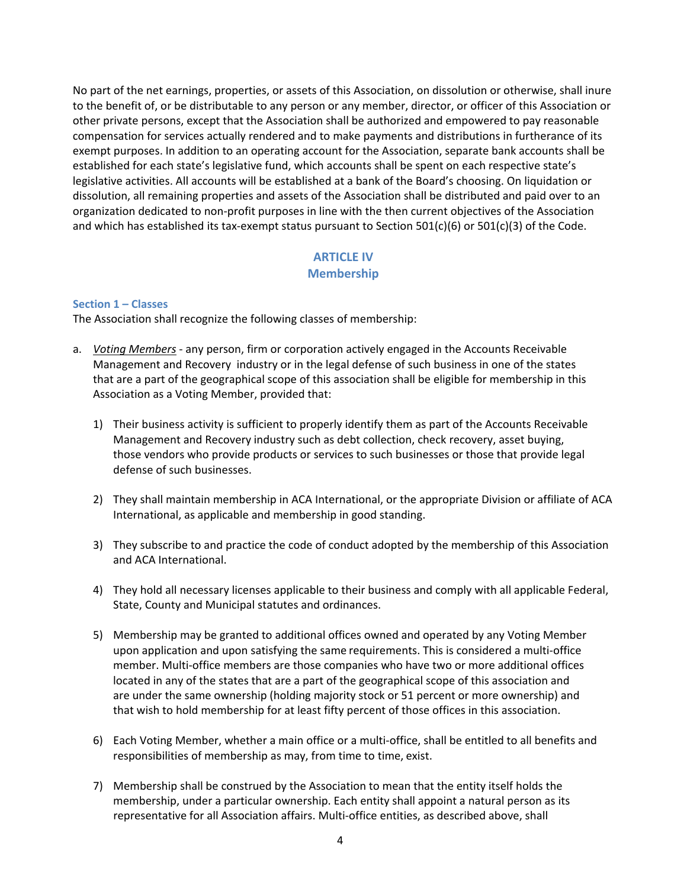No part of the net earnings, properties, or assets of this Association, on dissolution or otherwise, shall inure to the benefit of, or be distributable to any person or any member, director, or officer of this Association or other private persons, except that the Association shall be authorized and empowered to pay reasonable compensation for services actually rendered and to make payments and distributions in furtherance of its exempt purposes. In addition to an operating account for the Association, separate bank accounts shall be established for each state's legislative fund, which accounts shall be spent on each respective state's legislative activities. All accounts will be established at a bank of the Board's choosing. On liquidation or dissolution, all remaining properties and assets of the Association shall be distributed and paid over to an organization dedicated to non-profit purposes in line with the then current objectives of the Association and which has established its tax-exempt status pursuant to Section 501(c)(6) or 501(c)(3) of the Code.

## ARTICLE IV
## Membership

### Section 1 – Classes

The Association shall recognize the following classes of membership:

a. *Voting Members* - any person, firm or corporation actively engaged in the Accounts Receivable Management and Recovery industry or in the legal defense of such business in one of the states that are a part of the geographical scope of this association shall be eligible for membership in this Association as a Voting Member, provided that:

   1) Their business activity is sufficient to properly identify them as part of the Accounts Receivable Management and Recovery industry such as debt collection, check recovery, asset buying, those vendors who provide products or services to such businesses or those that provide legal defense of such businesses.

   2) They shall maintain membership in ACA International, or the appropriate Division or affiliate of ACA International, as applicable and membership in good standing.

   3) They subscribe to and practice the code of conduct adopted by the membership of this Association and ACA International.

   4) They hold all necessary licenses applicable to their business and comply with all applicable Federal, State, County and Municipal statutes and ordinances.

   5) Membership may be granted to additional offices owned and operated by any Voting Member upon application and upon satisfying the same requirements. This is considered a multi-office member. Multi-office members are those companies who have two or more additional offices located in any of the states that are a part of the geographical scope of this association and are under the same ownership (holding majority stock or 51 percent or more ownership) and that wish to hold membership for at least fifty percent of those offices in this association.

   6) Each Voting Member, whether a main office or a multi-office, shall be entitled to all benefits and responsibilities of membership as may, from time to time, exist.

   7) Membership shall be construed by the Association to mean that the entity itself holds the membership, under a particular ownership. Each entity shall appoint a natural person as its representative for all Association affairs. Multi-office entities, as described above, shall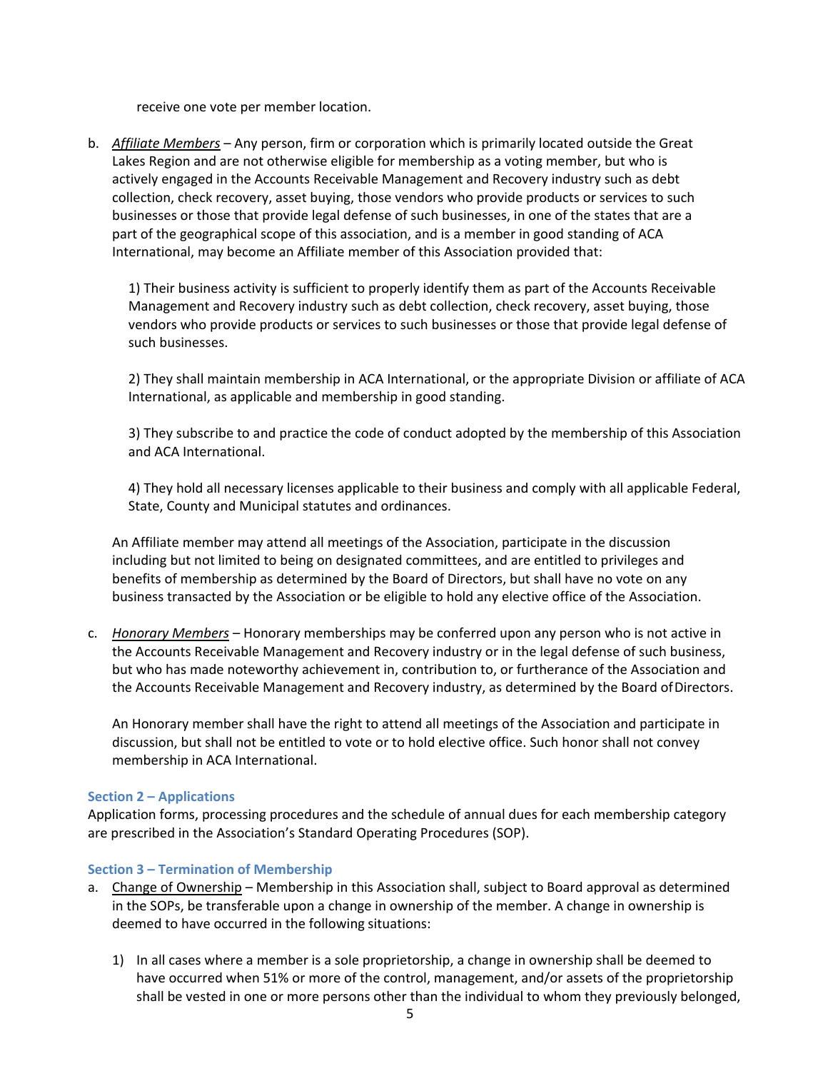receive one vote per member location.

b. *Affiliate Members* – Any person, firm or corporation which is primarily located outside the Great Lakes Region and are not otherwise eligible for membership as a voting member, but who is actively engaged in the Accounts Receivable Management and Recovery industry such as debt collection, check recovery, asset buying, those vendors who provide products or services to such businesses or those that provide legal defense of such businesses, in one of the states that are a part of the geographical scope of this association, and is a member in good standing of ACA International, may become an Affiliate member of this Association provided that:

   1) Their business activity is sufficient to properly identify them as part of the Accounts Receivable Management and Recovery industry such as debt collection, check recovery, asset buying, those vendors who provide products or services to such businesses or those that provide legal defense of such businesses.

   2) They shall maintain membership in ACA International, or the appropriate Division or affiliate of ACA International, as applicable and membership in good standing.

   3) They subscribe to and practice the code of conduct adopted by the membership of this Association and ACA International.

   4) They hold all necessary licenses applicable to their business and comply with all applicable Federal, State, County and Municipal statutes and ordinances.

   An Affiliate member may attend all meetings of the Association, participate in the discussion including but not limited to being on designated committees, and are entitled to privileges and benefits of membership as determined by the Board of Directors, but shall have no vote on any business transacted by the Association or be eligible to hold any elective office of the Association.

c. *Honorary Members* – Honorary memberships may be conferred upon any person who is not active in the Accounts Receivable Management and Recovery industry or in the legal defense of such business, but who has made noteworthy achievement in, contribution to, or furtherance of the Association and the Accounts Receivable Management and Recovery industry, as determined by the Board of Directors.

   An Honorary member shall have the right to attend all meetings of the Association and participate in discussion, but shall not be entitled to vote or to hold elective office. Such honor shall not convey membership in ACA International.

### Section 2 – Applications

Application forms, processing procedures and the schedule of annual dues for each membership category are prescribed in the Association's Standard Operating Procedures (SOP).

### Section 3 – Termination of Membership

a. Change of Ownership – Membership in this Association shall, subject to Board approval as determined in the SOPs, be transferable upon a change in ownership of the member. A change in ownership is deemed to have occurred in the following situations:

   1) In all cases where a member is a sole proprietorship, a change in ownership shall be deemed to have occurred when 51% or more of the control, management, and/or assets of the proprietorship shall be vested in one or more persons other than the individual to whom they previously belonged,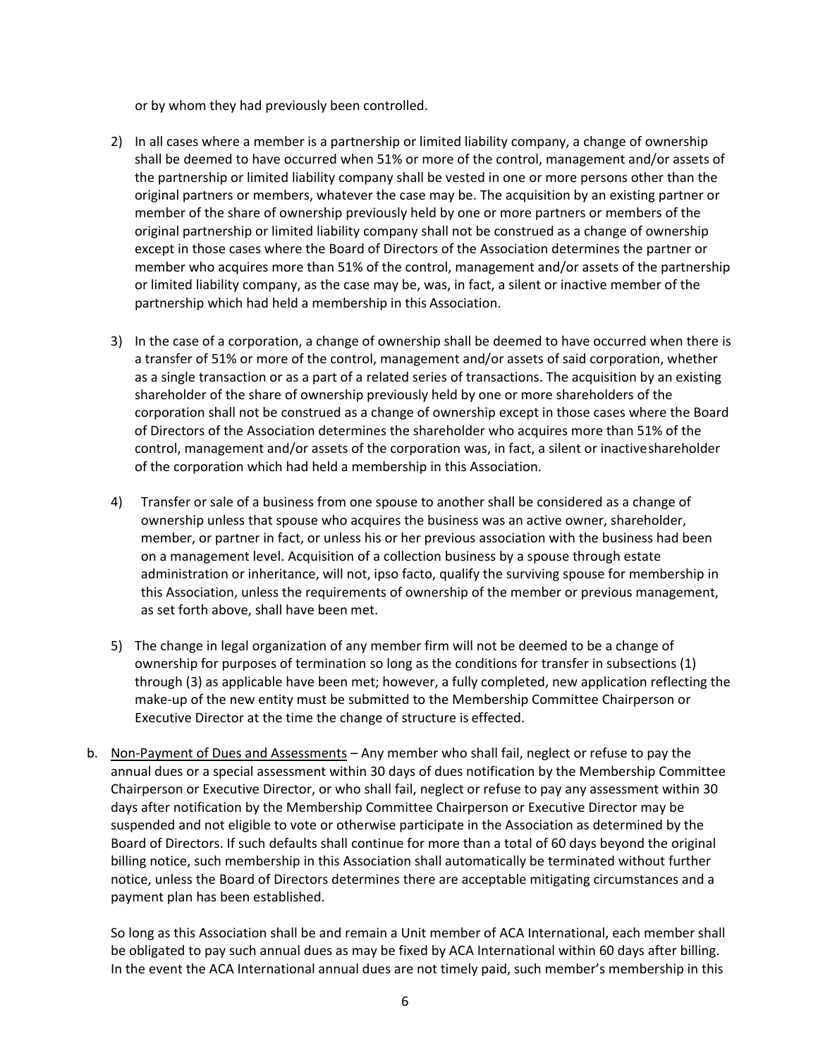or by whom they had previously been controlled.

2) In all cases where a member is a partnership or limited liability company, a change of ownership shall be deemed to have occurred when 51% or more of the control, management and/or assets of the partnership or limited liability company shall be vested in one or more persons other than the original partners or members, whatever the case may be. The acquisition by an existing partner or member of the share of ownership previously held by one or more partners or members of the original partnership or limited liability company shall not be construed as a change of ownership except in those cases where the Board of Directors of the Association determines the partner or member who acquires more than 51% of the control, management and/or assets of the partnership or limited liability company, as the case may be, was, in fact, a silent or inactive member of the partnership which had held a membership in this Association.

3) In the case of a corporation, a change of ownership shall be deemed to have occurred when there is a transfer of 51% or more of the control, management and/or assets of said corporation, whether as a single transaction or as a part of a related series of transactions. The acquisition by an existing shareholder of the share of ownership previously held by one or more shareholders of the corporation shall not be construed as a change of ownership except in those cases where the Board of Directors of the Association determines the shareholder who acquires more than 51% of the control, management and/or assets of the corporation was, in fact, a silent or inactive shareholder of the corporation which had held a membership in this Association.

4) Transfer or sale of a business from one spouse to another shall be considered as a change of ownership unless that spouse who acquires the business was an active owner, shareholder, member, or partner in fact, or unless his or her previous association with the business had been on a management level. Acquisition of a collection business by a spouse through estate administration or inheritance, will not, ipso facto, qualify the surviving spouse for membership in this Association, unless the requirements of ownership of the member or previous management, as set forth above, shall have been met.

5) The change in legal organization of any member firm will not be deemed to be a change of ownership for purposes of termination so long as the conditions for transfer in subsections (1) through (3) as applicable have been met; however, a fully completed, new application reflecting the make-up of the new entity must be submitted to the Membership Committee Chairperson or Executive Director at the time the change of structure is effected.

b. <u>Non-Payment of Dues and Assessments</u> – Any member who shall fail, neglect or refuse to pay the annual dues or a special assessment within 30 days of dues notification by the Membership Committee Chairperson or Executive Director, or who shall fail, neglect or refuse to pay any assessment within 30 days after notification by the Membership Committee Chairperson or Executive Director may be suspended and not eligible to vote or otherwise participate in the Association as determined by the Board of Directors. If such defaults shall continue for more than a total of 60 days beyond the original billing notice, such membership in this Association shall automatically be terminated without further notice, unless the Board of Directors determines there are acceptable mitigating circumstances and a payment plan has been established.

So long as this Association shall be and remain a Unit member of ACA International, each member shall be obligated to pay such annual dues as may be fixed by ACA International within 60 days after billing. In the event the ACA International annual dues are not timely paid, such member's membership in this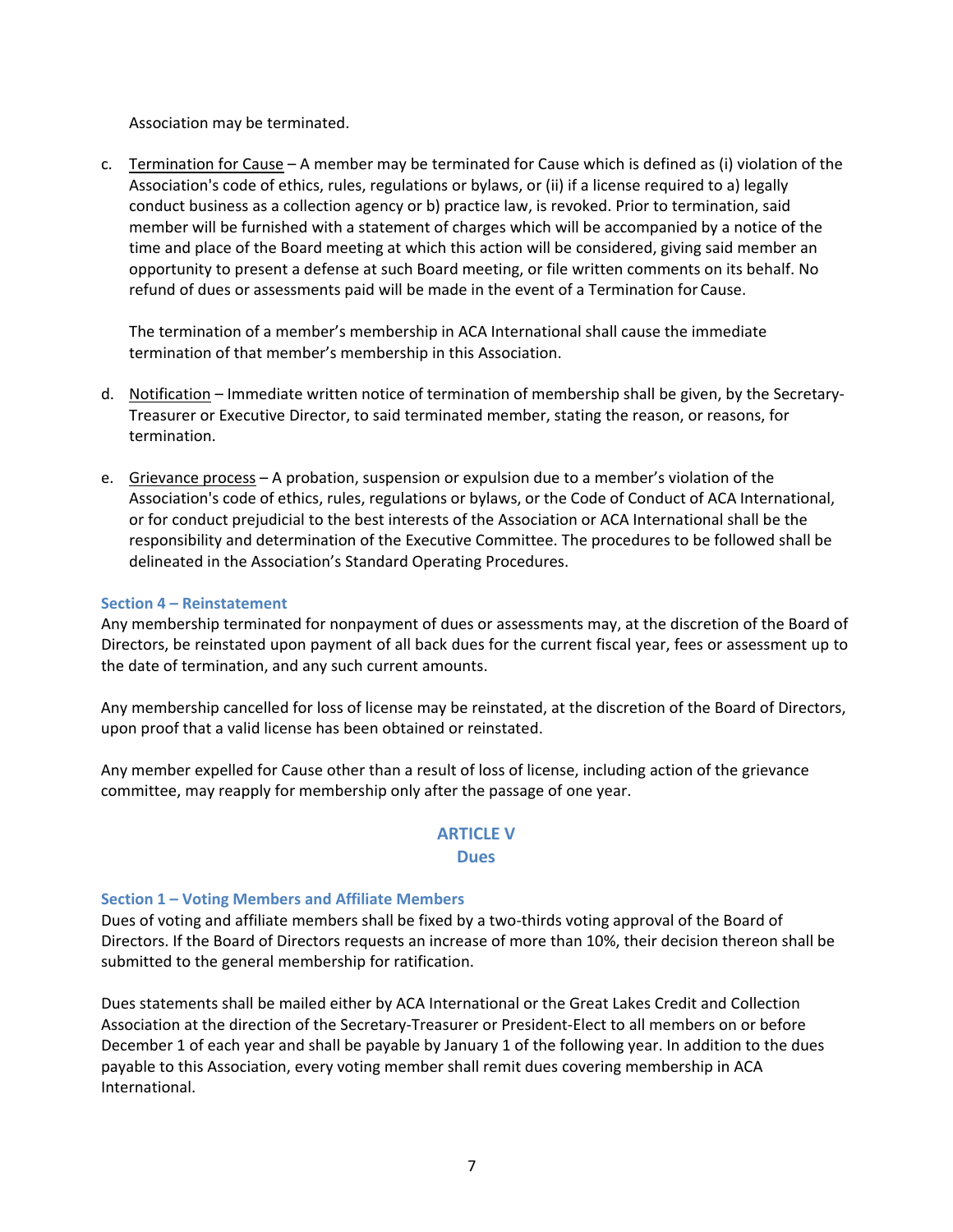Association may be terminated.

c. Termination for Cause – A member may be terminated for Cause which is defined as (i) violation of the Association's code of ethics, rules, regulations or bylaws, or (ii) if a license required to a) legally conduct business as a collection agency or b) practice law, is revoked. Prior to termination, said member will be furnished with a statement of charges which will be accompanied by a notice of the time and place of the Board meeting at which this action will be considered, giving said member an opportunity to present a defense at such Board meeting, or file written comments on its behalf. No refund of dues or assessments paid will be made in the event of a Termination for Cause.

   The termination of a member's membership in ACA International shall cause the immediate termination of that member's membership in this Association.

d. Notification – Immediate written notice of termination of membership shall be given, by the Secretary-Treasurer or Executive Director, to said terminated member, stating the reason, or reasons, for termination.

e. Grievance process – A probation, suspension or expulsion due to a member's violation of the Association's code of ethics, rules, regulations or bylaws, or the Code of Conduct of ACA International, or for conduct prejudicial to the best interests of the Association or ACA International shall be the responsibility and determination of the Executive Committee. The procedures to be followed shall be delineated in the Association's Standard Operating Procedures.

### Section 4 – Reinstatement

Any membership terminated for nonpayment of dues or assessments may, at the discretion of the Board of Directors, be reinstated upon payment of all back dues for the current fiscal year, fees or assessment up to the date of termination, and any such current amounts.

Any membership cancelled for loss of license may be reinstated, at the discretion of the Board of Directors, upon proof that a valid license has been obtained or reinstated.

Any member expelled for Cause other than a result of loss of license, including action of the grievance committee, may reapply for membership only after the passage of one year.

## ARTICLE V
## Dues

### Section 1 – Voting Members and Affiliate Members

Dues of voting and affiliate members shall be fixed by a two-thirds voting approval of the Board of Directors. If the Board of Directors requests an increase of more than 10%, their decision thereon shall be submitted to the general membership for ratification.

Dues statements shall be mailed either by ACA International or the Great Lakes Credit and Collection Association at the direction of the Secretary-Treasurer or President-Elect to all members on or before December 1 of each year and shall be payable by January 1 of the following year. In addition to the dues payable to this Association, every voting member shall remit dues covering membership in ACA International.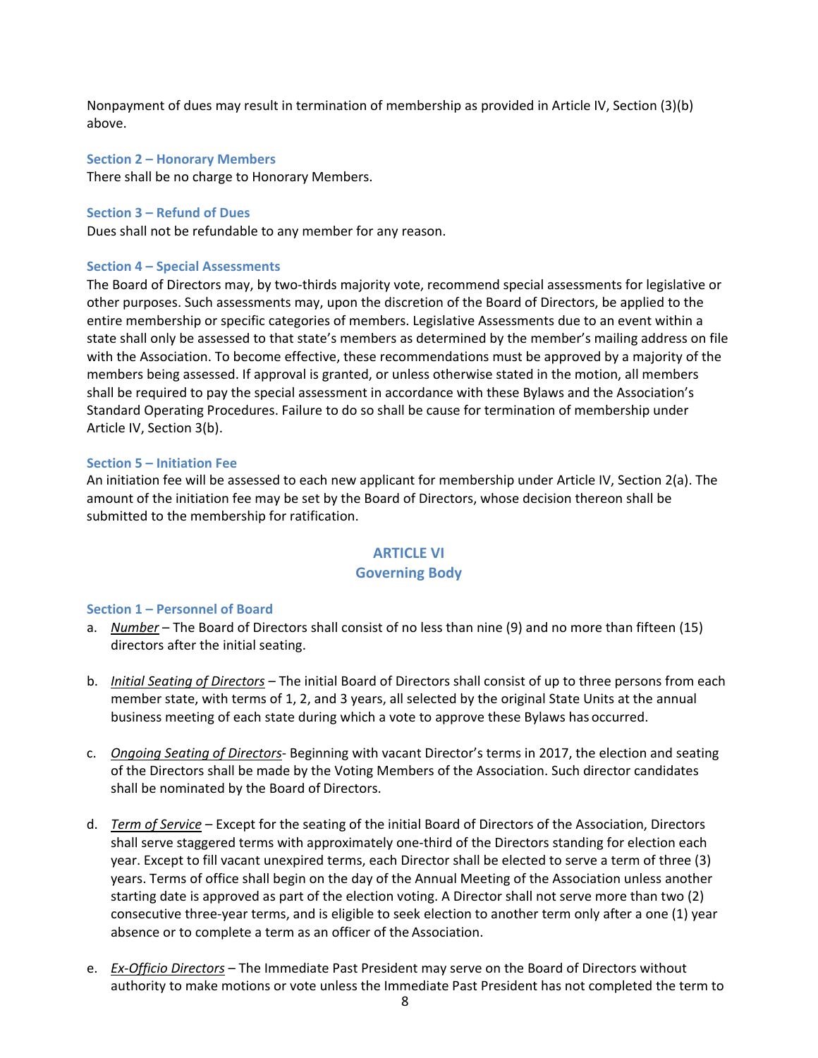Nonpayment of dues may result in termination of membership as provided in Article IV, Section (3)(b) above.

### Section 2 – Honorary Members

There shall be no charge to Honorary Members.

### Section 3 – Refund of Dues

Dues shall not be refundable to any member for any reason.

### Section 4 – Special Assessments

The Board of Directors may, by two-thirds majority vote, recommend special assessments for legislative or other purposes. Such assessments may, upon the discretion of the Board of Directors, be applied to the entire membership or specific categories of members. Legislative Assessments due to an event within a state shall only be assessed to that state's members as determined by the member's mailing address on file with the Association. To become effective, these recommendations must be approved by a majority of the members being assessed. If approval is granted, or unless otherwise stated in the motion, all members shall be required to pay the special assessment in accordance with these Bylaws and the Association's Standard Operating Procedures. Failure to do so shall be cause for termination of membership under Article IV, Section 3(b).

### Section 5 – Initiation Fee

An initiation fee will be assessed to each new applicant for membership under Article IV, Section 2(a). The amount of the initiation fee may be set by the Board of Directors, whose decision thereon shall be submitted to the membership for ratification.

## ARTICLE VI
## Governing Body

### Section 1 – Personnel of Board

a. <u>*Number*</u> – The Board of Directors shall consist of no less than nine (9) and no more than fifteen (15) directors after the initial seating.

b. <u>*Initial Seating of Directors*</u> – The initial Board of Directors shall consist of up to three persons from each member state, with terms of 1, 2, and 3 years, all selected by the original State Units at the annual business meeting of each state during which a vote to approve these Bylaws has occurred.

c. <u>*Ongoing Seating of Directors*</u>- Beginning with vacant Director's terms in 2017, the election and seating of the Directors shall be made by the Voting Members of the Association. Such director candidates shall be nominated by the Board of Directors.

d. <u>*Term of Service*</u> – Except for the seating of the initial Board of Directors of the Association, Directors shall serve staggered terms with approximately one-third of the Directors standing for election each year. Except to fill vacant unexpired terms, each Director shall be elected to serve a term of three (3) years. Terms of office shall begin on the day of the Annual Meeting of the Association unless another starting date is approved as part of the election voting. A Director shall not serve more than two (2) consecutive three-year terms, and is eligible to seek election to another term only after a one (1) year absence or to complete a term as an officer of the Association.

e. <u>*Ex-Officio Directors*</u> – The Immediate Past President may serve on the Board of Directors without authority to make motions or vote unless the Immediate Past President has not completed the term to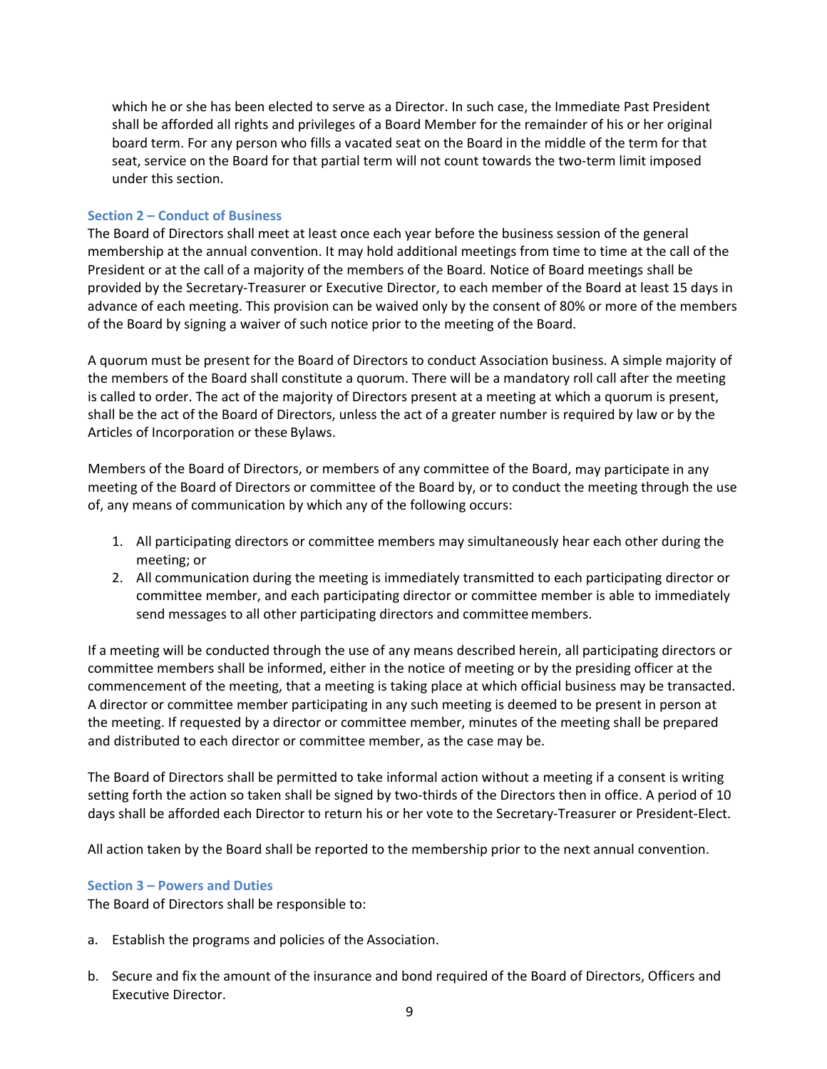which he or she has been elected to serve as a Director. In such case, the Immediate Past President shall be afforded all rights and privileges of a Board Member for the remainder of his or her original board term. For any person who fills a vacated seat on the Board in the middle of the term for that seat, service on the Board for that partial term will not count towards the two-term limit imposed under this section.

### Section 2 – Conduct of Business

The Board of Directors shall meet at least once each year before the business session of the general membership at the annual convention. It may hold additional meetings from time to time at the call of the President or at the call of a majority of the members of the Board. Notice of Board meetings shall be provided by the Secretary-Treasurer or Executive Director, to each member of the Board at least 15 days in advance of each meeting. This provision can be waived only by the consent of 80% or more of the members of the Board by signing a waiver of such notice prior to the meeting of the Board.

A quorum must be present for the Board of Directors to conduct Association business. A simple majority of the members of the Board shall constitute a quorum. There will be a mandatory roll call after the meeting is called to order. The act of the majority of Directors present at a meeting at which a quorum is present, shall be the act of the Board of Directors, unless the act of a greater number is required by law or by the Articles of Incorporation or these Bylaws.

Members of the Board of Directors, or members of any committee of the Board, may participate in any meeting of the Board of Directors or committee of the Board by, or to conduct the meeting through the use of, any means of communication by which any of the following occurs:

1. All participating directors or committee members may simultaneously hear each other during the meeting; or
2. All communication during the meeting is immediately transmitted to each participating director or committee member, and each participating director or committee member is able to immediately send messages to all other participating directors and committee members.

If a meeting will be conducted through the use of any means described herein, all participating directors or committee members shall be informed, either in the notice of meeting or by the presiding officer at the commencement of the meeting, that a meeting is taking place at which official business may be transacted. A director or committee member participating in any such meeting is deemed to be present in person at the meeting. If requested by a director or committee member, minutes of the meeting shall be prepared and distributed to each director or committee member, as the case may be.

The Board of Directors shall be permitted to take informal action without a meeting if a consent is writing setting forth the action so taken shall be signed by two-thirds of the Directors then in office. A period of 10 days shall be afforded each Director to return his or her vote to the Secretary-Treasurer or President-Elect.

All action taken by the Board shall be reported to the membership prior to the next annual convention.

### Section 3 – Powers and Duties

The Board of Directors shall be responsible to:

a. Establish the programs and policies of the Association.

b. Secure and fix the amount of the insurance and bond required of the Board of Directors, Officers and Executive Director.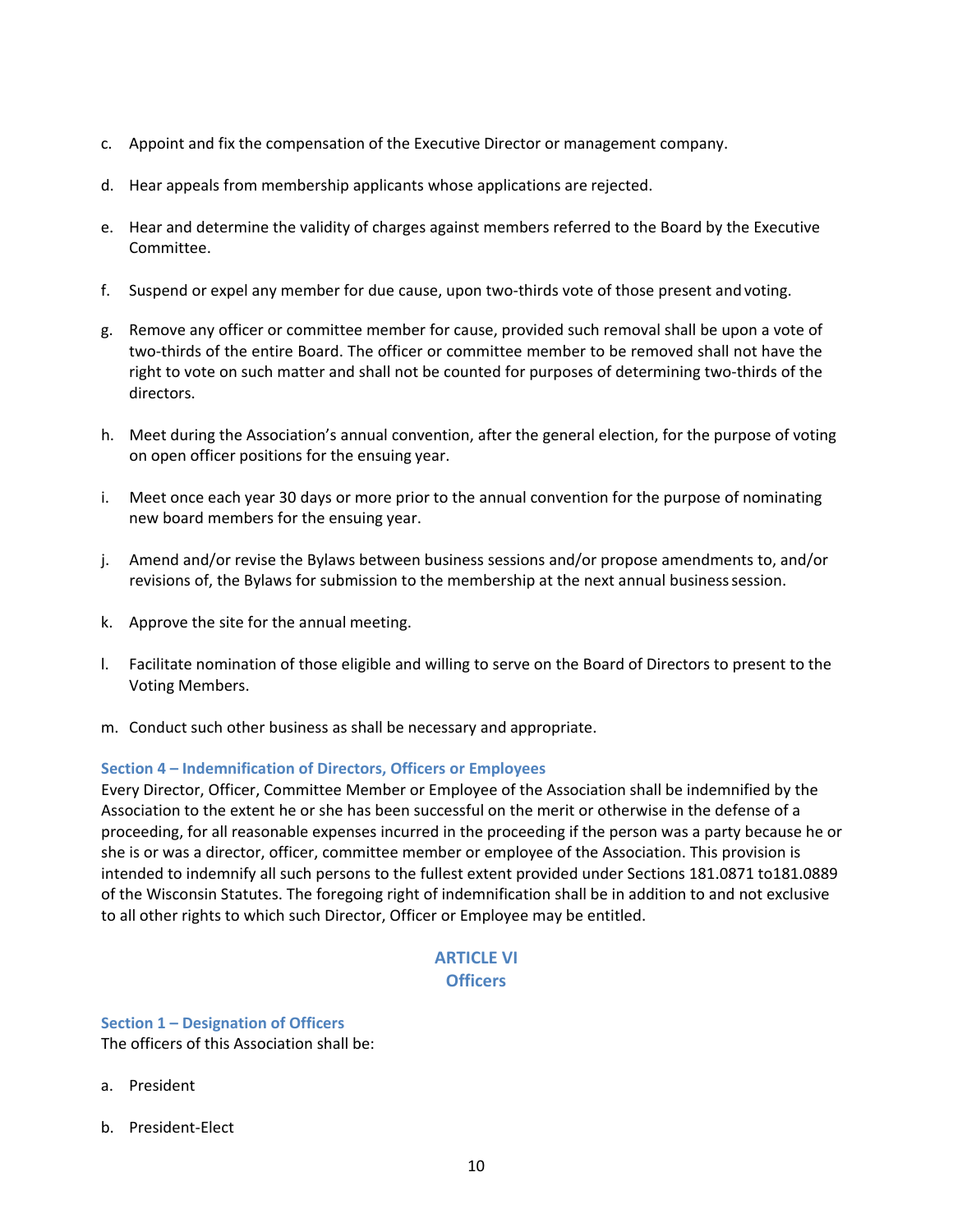c. Appoint and fix the compensation of the Executive Director or management company.

d. Hear appeals from membership applicants whose applications are rejected.

e. Hear and determine the validity of charges against members referred to the Board by the Executive Committee.

f. Suspend or expel any member for due cause, upon two-thirds vote of those present and voting.

g. Remove any officer or committee member for cause, provided such removal shall be upon a vote of two-thirds of the entire Board. The officer or committee member to be removed shall not have the right to vote on such matter and shall not be counted for purposes of determining two-thirds of the directors.

h. Meet during the Association's annual convention, after the general election, for the purpose of voting on open officer positions for the ensuing year.

i. Meet once each year 30 days or more prior to the annual convention for the purpose of nominating new board members for the ensuing year.

j. Amend and/or revise the Bylaws between business sessions and/or propose amendments to, and/or revisions of, the Bylaws for submission to the membership at the next annual business session.

k. Approve the site for the annual meeting.

l. Facilitate nomination of those eligible and willing to serve on the Board of Directors to present to the Voting Members.

m. Conduct such other business as shall be necessary and appropriate.

### Section 4 – Indemnification of Directors, Officers or Employees

Every Director, Officer, Committee Member or Employee of the Association shall be indemnified by the Association to the extent he or she has been successful on the merit or otherwise in the defense of a proceeding, for all reasonable expenses incurred in the proceeding if the person was a party because he or she is or was a director, officer, committee member or employee of the Association. This provision is intended to indemnify all such persons to the fullest extent provided under Sections 181.0871 to181.0889 of the Wisconsin Statutes. The foregoing right of indemnification shall be in addition to and not exclusive to all other rights to which such Director, Officer or Employee may be entitled.

## ARTICLE VI
## Officers

### Section 1 – Designation of Officers

The officers of this Association shall be:

a. President

b. President-Elect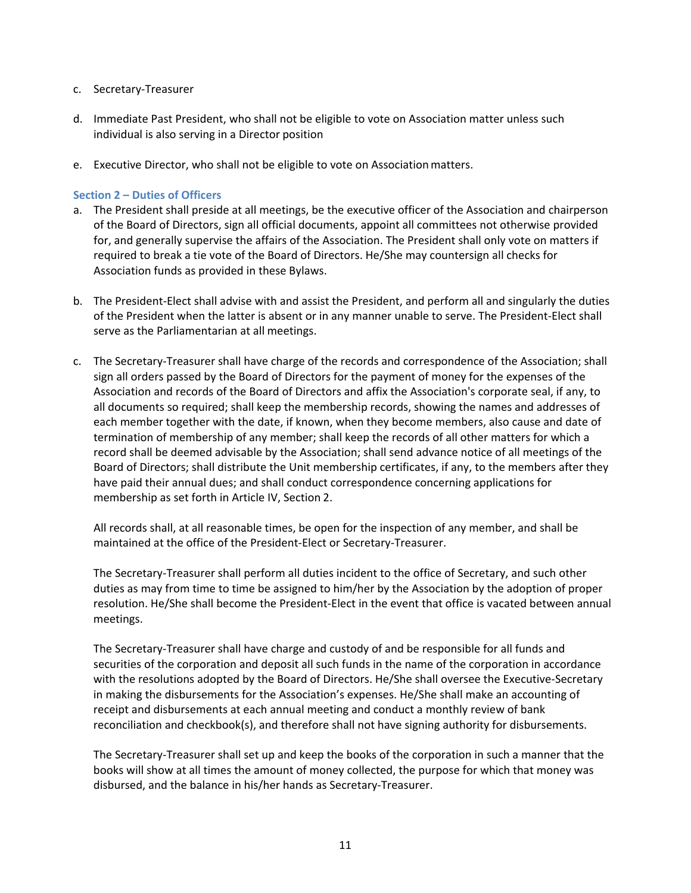c. Secretary-Treasurer

d. Immediate Past President, who shall not be eligible to vote on Association matter unless such individual is also serving in a Director position

e. Executive Director, who shall not be eligible to vote on Association matters.

### Section 2 – Duties of Officers

a. The President shall preside at all meetings, be the executive officer of the Association and chairperson of the Board of Directors, sign all official documents, appoint all committees not otherwise provided for, and generally supervise the affairs of the Association. The President shall only vote on matters if required to break a tie vote of the Board of Directors. He/She may countersign all checks for Association funds as provided in these Bylaws.

b. The President-Elect shall advise with and assist the President, and perform all and singularly the duties of the President when the latter is absent or in any manner unable to serve. The President-Elect shall serve as the Parliamentarian at all meetings.

c. The Secretary-Treasurer shall have charge of the records and correspondence of the Association; shall sign all orders passed by the Board of Directors for the payment of money for the expenses of the Association and records of the Board of Directors and affix the Association's corporate seal, if any, to all documents so required; shall keep the membership records, showing the names and addresses of each member together with the date, if known, when they become members, also cause and date of termination of membership of any member; shall keep the records of all other matters for which a record shall be deemed advisable by the Association; shall send advance notice of all meetings of the Board of Directors; shall distribute the Unit membership certificates, if any, to the members after they have paid their annual dues; and shall conduct correspondence concerning applications for membership as set forth in Article IV, Section 2.

   All records shall, at all reasonable times, be open for the inspection of any member, and shall be maintained at the office of the President-Elect or Secretary-Treasurer.

   The Secretary-Treasurer shall perform all duties incident to the office of Secretary, and such other duties as may from time to time be assigned to him/her by the Association by the adoption of proper resolution. He/She shall become the President-Elect in the event that office is vacated between annual meetings.

   The Secretary-Treasurer shall have charge and custody of and be responsible for all funds and securities of the corporation and deposit all such funds in the name of the corporation in accordance with the resolutions adopted by the Board of Directors. He/She shall oversee the Executive-Secretary in making the disbursements for the Association's expenses. He/She shall make an accounting of receipt and disbursements at each annual meeting and conduct a monthly review of bank reconciliation and checkbook(s), and therefore shall not have signing authority for disbursements.

   The Secretary-Treasurer shall set up and keep the books of the corporation in such a manner that the books will show at all times the amount of money collected, the purpose for which that money was disbursed, and the balance in his/her hands as Secretary-Treasurer.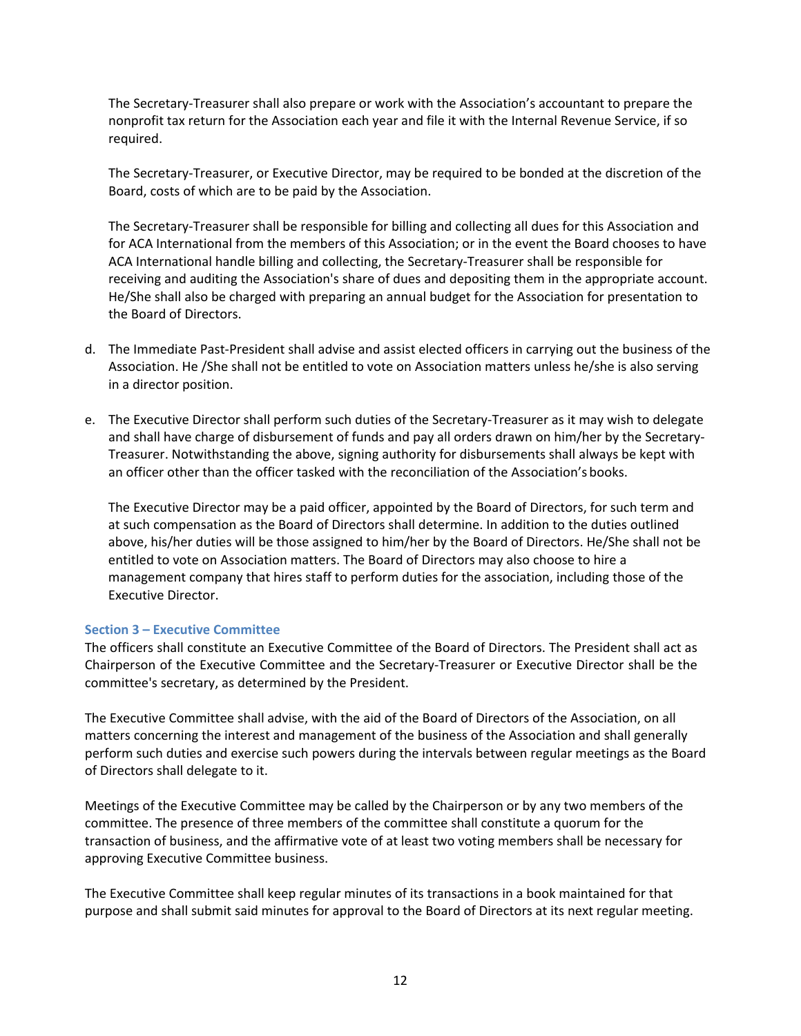The Secretary-Treasurer shall also prepare or work with the Association's accountant to prepare the nonprofit tax return for the Association each year and file it with the Internal Revenue Service, if so required.

The Secretary-Treasurer, or Executive Director, may be required to be bonded at the discretion of the Board, costs of which are to be paid by the Association.

The Secretary-Treasurer shall be responsible for billing and collecting all dues for this Association and for ACA International from the members of this Association; or in the event the Board chooses to have ACA International handle billing and collecting, the Secretary-Treasurer shall be responsible for receiving and auditing the Association's share of dues and depositing them in the appropriate account. He/She shall also be charged with preparing an annual budget for the Association for presentation to the Board of Directors.

d. The Immediate Past-President shall advise and assist elected officers in carrying out the business of the Association. He /She shall not be entitled to vote on Association matters unless he/she is also serving in a director position.

e. The Executive Director shall perform such duties of the Secretary-Treasurer as it may wish to delegate and shall have charge of disbursement of funds and pay all orders drawn on him/her by the Secretary-Treasurer. Notwithstanding the above, signing authority for disbursements shall always be kept with an officer other than the officer tasked with the reconciliation of the Association's books.

   The Executive Director may be a paid officer, appointed by the Board of Directors, for such term and at such compensation as the Board of Directors shall determine. In addition to the duties outlined above, his/her duties will be those assigned to him/her by the Board of Directors. He/She shall not be entitled to vote on Association matters. The Board of Directors may also choose to hire a management company that hires staff to perform duties for the association, including those of the Executive Director.

### Section 3 – Executive Committee

The officers shall constitute an Executive Committee of the Board of Directors. The President shall act as Chairperson of the Executive Committee and the Secretary-Treasurer or Executive Director shall be the committee's secretary, as determined by the President.

The Executive Committee shall advise, with the aid of the Board of Directors of the Association, on all matters concerning the interest and management of the business of the Association and shall generally perform such duties and exercise such powers during the intervals between regular meetings as the Board of Directors shall delegate to it.

Meetings of the Executive Committee may be called by the Chairperson or by any two members of the committee. The presence of three members of the committee shall constitute a quorum for the transaction of business, and the affirmative vote of at least two voting members shall be necessary for approving Executive Committee business.

The Executive Committee shall keep regular minutes of its transactions in a book maintained for that purpose and shall submit said minutes for approval to the Board of Directors at its next regular meeting.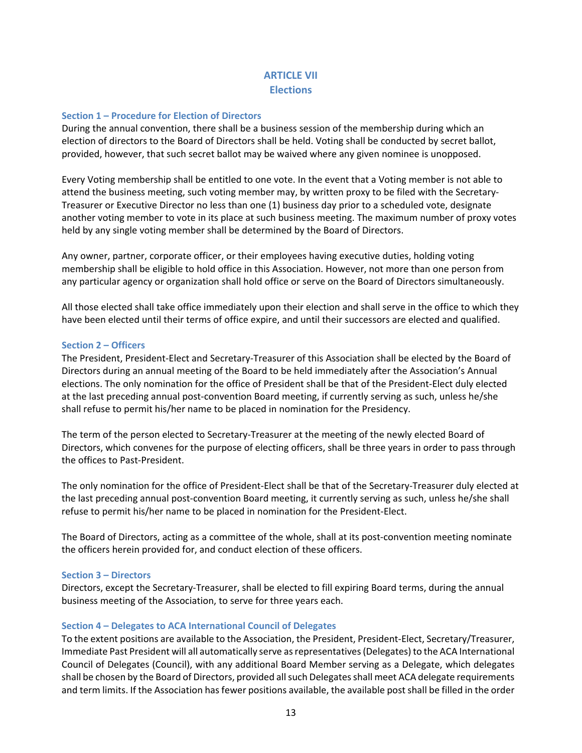## ARTICLE VII
## Elections

### Section 1 – Procedure for Election of Directors

During the annual convention, there shall be a business session of the membership during which an election of directors to the Board of Directors shall be held. Voting shall be conducted by secret ballot, provided, however, that such secret ballot may be waived where any given nominee is unopposed.

Every Voting membership shall be entitled to one vote. In the event that a Voting member is not able to attend the business meeting, such voting member may, by written proxy to be filed with the Secretary-Treasurer or Executive Director no less than one (1) business day prior to a scheduled vote, designate another voting member to vote in its place at such business meeting. The maximum number of proxy votes held by any single voting member shall be determined by the Board of Directors.

Any owner, partner, corporate officer, or their employees having executive duties, holding voting membership shall be eligible to hold office in this Association. However, not more than one person from any particular agency or organization shall hold office or serve on the Board of Directors simultaneously.

All those elected shall take office immediately upon their election and shall serve in the office to which they have been elected until their terms of office expire, and until their successors are elected and qualified.

### Section 2 – Officers

The President, President-Elect and Secretary-Treasurer of this Association shall be elected by the Board of Directors during an annual meeting of the Board to be held immediately after the Association's Annual elections. The only nomination for the office of President shall be that of the President-Elect duly elected at the last preceding annual post-convention Board meeting, if currently serving as such, unless he/she shall refuse to permit his/her name to be placed in nomination for the Presidency.

The term of the person elected to Secretary-Treasurer at the meeting of the newly elected Board of Directors, which convenes for the purpose of electing officers, shall be three years in order to pass through the offices to Past-President.

The only nomination for the office of President-Elect shall be that of the Secretary-Treasurer duly elected at the last preceding annual post-convention Board meeting, it currently serving as such, unless he/she shall refuse to permit his/her name to be placed in nomination for the President-Elect.

The Board of Directors, acting as a committee of the whole, shall at its post-convention meeting nominate the officers herein provided for, and conduct election of these officers.

### Section 3 – Directors

Directors, except the Secretary-Treasurer, shall be elected to fill expiring Board terms, during the annual business meeting of the Association, to serve for three years each.

### Section 4 – Delegates to ACA International Council of Delegates

To the extent positions are available to the Association, the President, President-Elect, Secretary/Treasurer, Immediate Past President will all automatically serve as representatives (Delegates) to the ACA International Council of Delegates (Council), with any additional Board Member serving as a Delegate, which delegates shall be chosen by the Board of Directors, provided all such Delegates shall meet ACA delegate requirements and term limits. If the Association has fewer positions available, the available post shall be filled in the order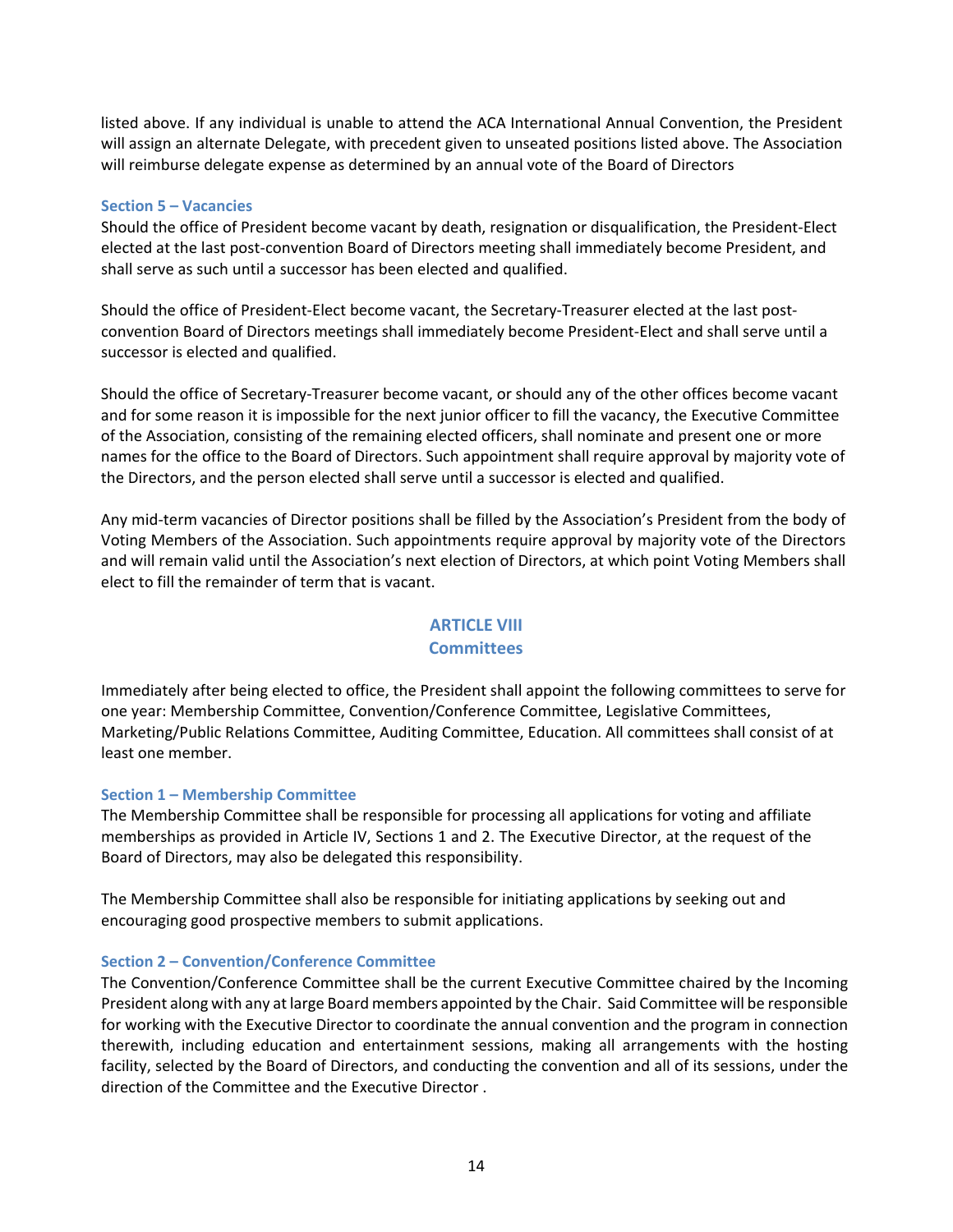listed above. If any individual is unable to attend the ACA International Annual Convention, the President will assign an alternate Delegate, with precedent given to unseated positions listed above. The Association will reimburse delegate expense as determined by an annual vote of the Board of Directors

### Section 5 – Vacancies

Should the office of President become vacant by death, resignation or disqualification, the President-Elect elected at the last post-convention Board of Directors meeting shall immediately become President, and shall serve as such until a successor has been elected and qualified.

Should the office of President-Elect become vacant, the Secretary-Treasurer elected at the last post-convention Board of Directors meetings shall immediately become President-Elect and shall serve until a successor is elected and qualified.

Should the office of Secretary-Treasurer become vacant, or should any of the other offices become vacant and for some reason it is impossible for the next junior officer to fill the vacancy, the Executive Committee of the Association, consisting of the remaining elected officers, shall nominate and present one or more names for the office to the Board of Directors. Such appointment shall require approval by majority vote of the Directors, and the person elected shall serve until a successor is elected and qualified.

Any mid-term vacancies of Director positions shall be filled by the Association's President from the body of Voting Members of the Association. Such appointments require approval by majority vote of the Directors and will remain valid until the Association's next election of Directors, at which point Voting Members shall elect to fill the remainder of term that is vacant.

## ARTICLE VIII
## Committees

Immediately after being elected to office, the President shall appoint the following committees to serve for one year: Membership Committee, Convention/Conference Committee, Legislative Committees, Marketing/Public Relations Committee, Auditing Committee, Education. All committees shall consist of at least one member.

### Section 1 – Membership Committee

The Membership Committee shall be responsible for processing all applications for voting and affiliate memberships as provided in Article IV, Sections 1 and 2. The Executive Director, at the request of the Board of Directors, may also be delegated this responsibility.

The Membership Committee shall also be responsible for initiating applications by seeking out and encouraging good prospective members to submit applications.

### Section 2 – Convention/Conference Committee

The Convention/Conference Committee shall be the current Executive Committee chaired by the Incoming President along with any at large Board members appointed by the Chair. Said Committee will be responsible for working with the Executive Director to coordinate the annual convention and the program in connection therewith, including education and entertainment sessions, making all arrangements with the hosting facility, selected by the Board of Directors, and conducting the convention and all of its sessions, under the direction of the Committee and the Executive Director .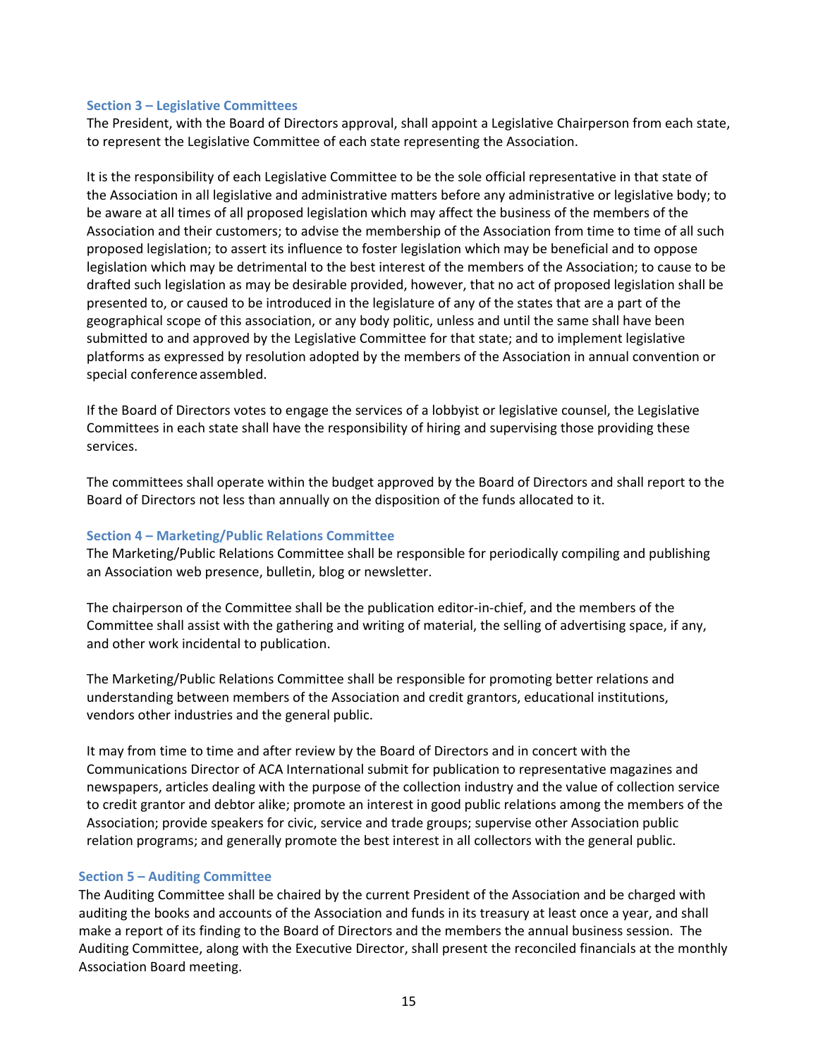### Section 3 – Legislative Committees

The President, with the Board of Directors approval, shall appoint a Legislative Chairperson from each state, to represent the Legislative Committee of each state representing the Association.

It is the responsibility of each Legislative Committee to be the sole official representative in that state of the Association in all legislative and administrative matters before any administrative or legislative body; to be aware at all times of all proposed legislation which may affect the business of the members of the Association and their customers; to advise the membership of the Association from time to time of all such proposed legislation; to assert its influence to foster legislation which may be beneficial and to oppose legislation which may be detrimental to the best interest of the members of the Association; to cause to be drafted such legislation as may be desirable provided, however, that no act of proposed legislation shall be presented to, or caused to be introduced in the legislature of any of the states that are a part of the geographical scope of this association, or any body politic, unless and until the same shall have been submitted to and approved by the Legislative Committee for that state; and to implement legislative platforms as expressed by resolution adopted by the members of the Association in annual convention or special conference assembled.

If the Board of Directors votes to engage the services of a lobbyist or legislative counsel, the Legislative Committees in each state shall have the responsibility of hiring and supervising those providing these services.

The committees shall operate within the budget approved by the Board of Directors and shall report to the Board of Directors not less than annually on the disposition of the funds allocated to it.

### Section 4 – Marketing/Public Relations Committee

The Marketing/Public Relations Committee shall be responsible for periodically compiling and publishing an Association web presence, bulletin, blog or newsletter.

The chairperson of the Committee shall be the publication editor-in-chief, and the members of the Committee shall assist with the gathering and writing of material, the selling of advertising space, if any, and other work incidental to publication.

The Marketing/Public Relations Committee shall be responsible for promoting better relations and understanding between members of the Association and credit grantors, educational institutions, vendors other industries and the general public.

It may from time to time and after review by the Board of Directors and in concert with the Communications Director of ACA International submit for publication to representative magazines and newspapers, articles dealing with the purpose of the collection industry and the value of collection service to credit grantor and debtor alike; promote an interest in good public relations among the members of the Association; provide speakers for civic, service and trade groups; supervise other Association public relation programs; and generally promote the best interest in all collectors with the general public.

### Section 5 – Auditing Committee

The Auditing Committee shall be chaired by the current President of the Association and be charged with auditing the books and accounts of the Association and funds in its treasury at least once a year, and shall make a report of its finding to the Board of Directors and the members the annual business session. The Auditing Committee, along with the Executive Director, shall present the reconciled financials at the monthly Association Board meeting.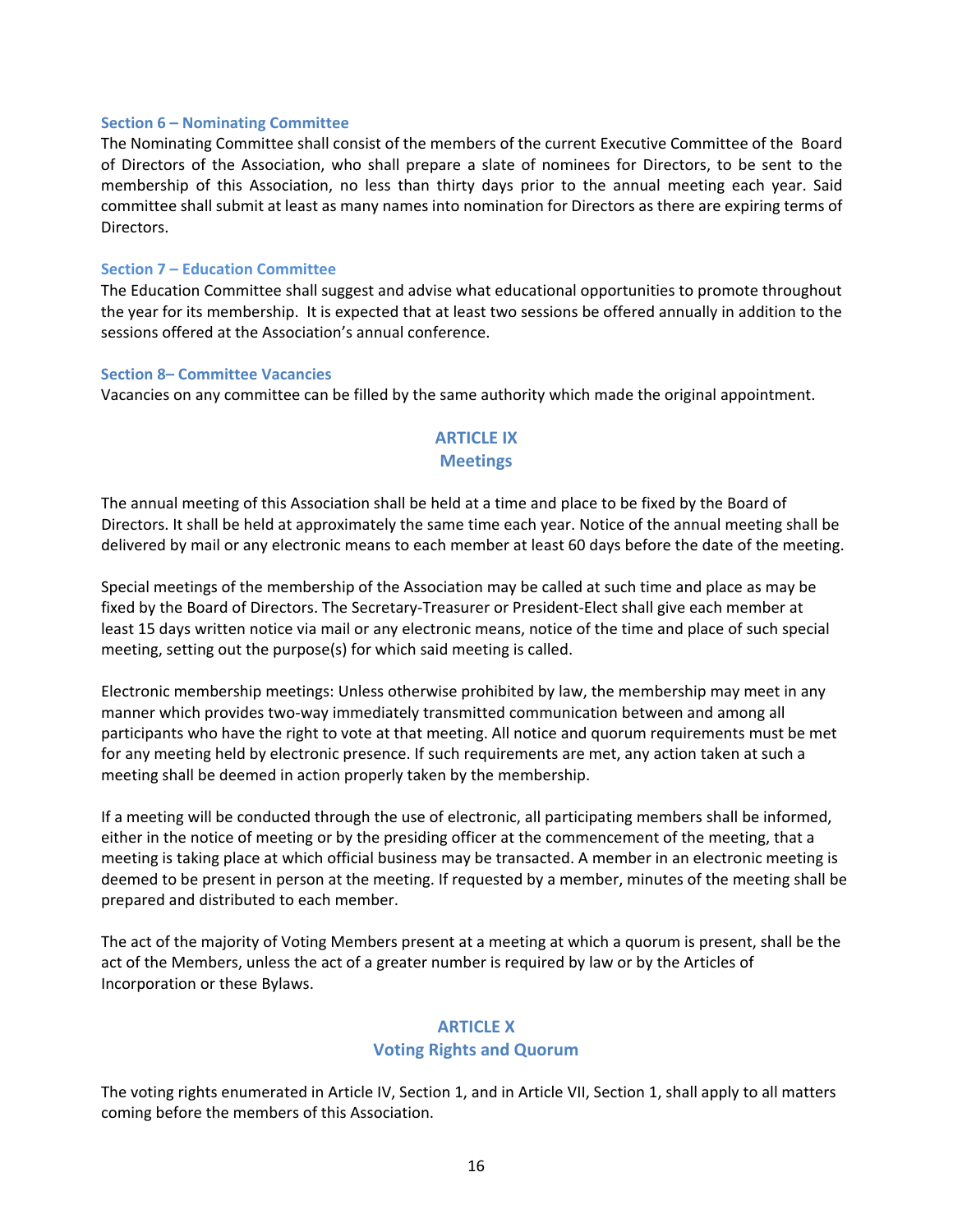### Section 6 – Nominating Committee

The Nominating Committee shall consist of the members of the current Executive Committee of the Board of Directors of the Association, who shall prepare a slate of nominees for Directors, to be sent to the membership of this Association, no less than thirty days prior to the annual meeting each year. Said committee shall submit at least as many names into nomination for Directors as there are expiring terms of Directors.

### Section 7 – Education Committee

The Education Committee shall suggest and advise what educational opportunities to promote throughout the year for its membership. It is expected that at least two sessions be offered annually in addition to the sessions offered at the Association's annual conference.

### Section 8– Committee Vacancies

Vacancies on any committee can be filled by the same authority which made the original appointment.

## ARTICLE IX
## Meetings

The annual meeting of this Association shall be held at a time and place to be fixed by the Board of Directors. It shall be held at approximately the same time each year. Notice of the annual meeting shall be delivered by mail or any electronic means to each member at least 60 days before the date of the meeting.

Special meetings of the membership of the Association may be called at such time and place as may be fixed by the Board of Directors. The Secretary-Treasurer or President-Elect shall give each member at least 15 days written notice via mail or any electronic means, notice of the time and place of such special meeting, setting out the purpose(s) for which said meeting is called.

Electronic membership meetings: Unless otherwise prohibited by law, the membership may meet in any manner which provides two-way immediately transmitted communication between and among all participants who have the right to vote at that meeting. All notice and quorum requirements must be met for any meeting held by electronic presence. If such requirements are met, any action taken at such a meeting shall be deemed in action properly taken by the membership.

If a meeting will be conducted through the use of electronic, all participating members shall be informed, either in the notice of meeting or by the presiding officer at the commencement of the meeting, that a meeting is taking place at which official business may be transacted. A member in an electronic meeting is deemed to be present in person at the meeting. If requested by a member, minutes of the meeting shall be prepared and distributed to each member.

The act of the majority of Voting Members present at a meeting at which a quorum is present, shall be the act of the Members, unless the act of a greater number is required by law or by the Articles of Incorporation or these Bylaws.

## ARTICLE X
## Voting Rights and Quorum

The voting rights enumerated in Article IV, Section 1, and in Article VII, Section 1, shall apply to all matters coming before the members of this Association.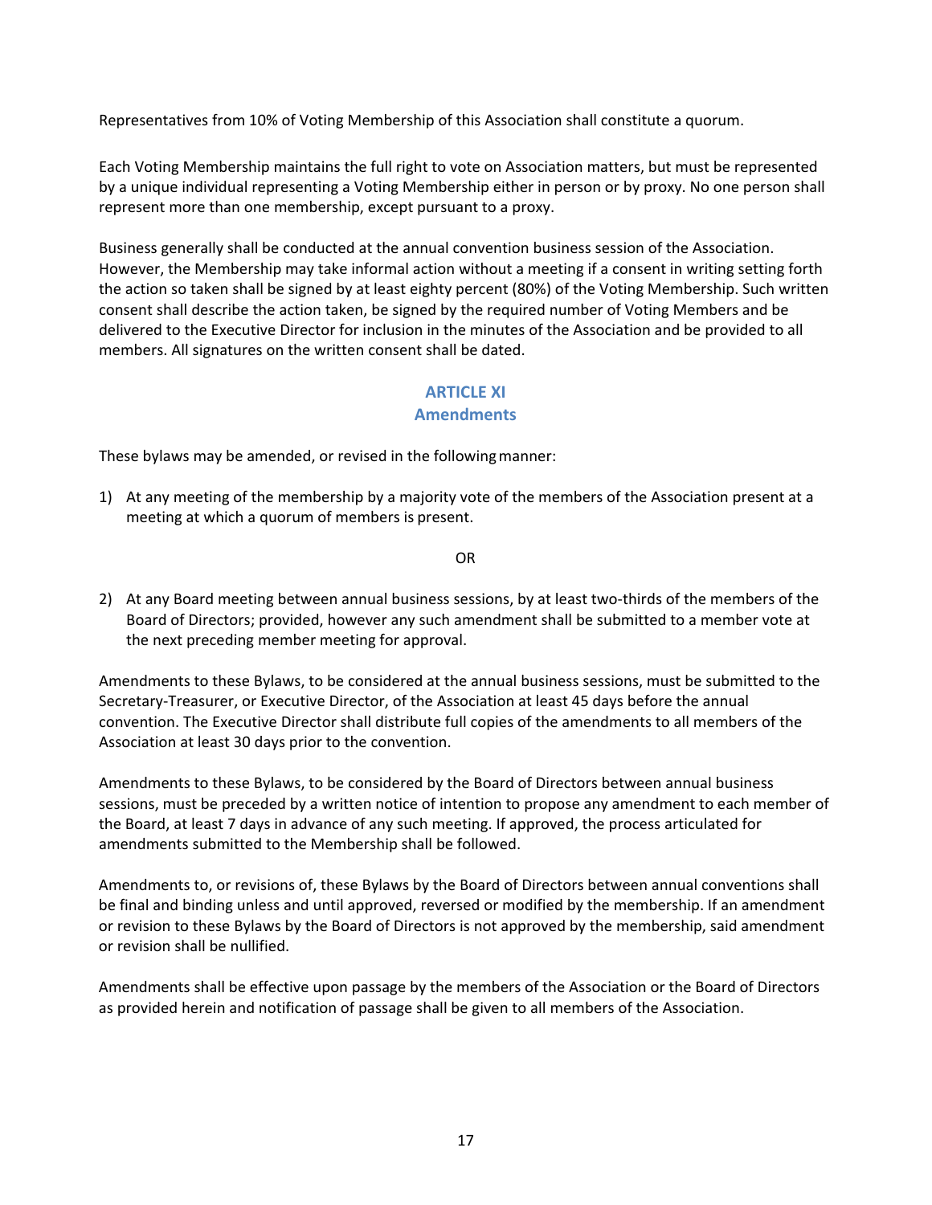Representatives from 10% of Voting Membership of this Association shall constitute a quorum.

Each Voting Membership maintains the full right to vote on Association matters, but must be represented by a unique individual representing a Voting Membership either in person or by proxy. No one person shall represent more than one membership, except pursuant to a proxy.

Business generally shall be conducted at the annual convention business session of the Association. However, the Membership may take informal action without a meeting if a consent in writing setting forth the action so taken shall be signed by at least eighty percent (80%) of the Voting Membership. Such written consent shall describe the action taken, be signed by the required number of Voting Members and be delivered to the Executive Director for inclusion in the minutes of the Association and be provided to all members. All signatures on the written consent shall be dated.

## ARTICLE XI
## Amendments

These bylaws may be amended, or revised in the following manner:

1) At any meeting of the membership by a majority vote of the members of the Association present at a meeting at which a quorum of members is present.

OR

2) At any Board meeting between annual business sessions, by at least two-thirds of the members of the Board of Directors; provided, however any such amendment shall be submitted to a member vote at the next preceding member meeting for approval.

Amendments to these Bylaws, to be considered at the annual business sessions, must be submitted to the Secretary-Treasurer, or Executive Director, of the Association at least 45 days before the annual convention. The Executive Director shall distribute full copies of the amendments to all members of the Association at least 30 days prior to the convention.

Amendments to these Bylaws, to be considered by the Board of Directors between annual business sessions, must be preceded by a written notice of intention to propose any amendment to each member of the Board, at least 7 days in advance of any such meeting. If approved, the process articulated for amendments submitted to the Membership shall be followed.

Amendments to, or revisions of, these Bylaws by the Board of Directors between annual conventions shall be final and binding unless and until approved, reversed or modified by the membership. If an amendment or revision to these Bylaws by the Board of Directors is not approved by the membership, said amendment or revision shall be nullified.

Amendments shall be effective upon passage by the members of the Association or the Board of Directors as provided herein and notification of passage shall be given to all members of the Association.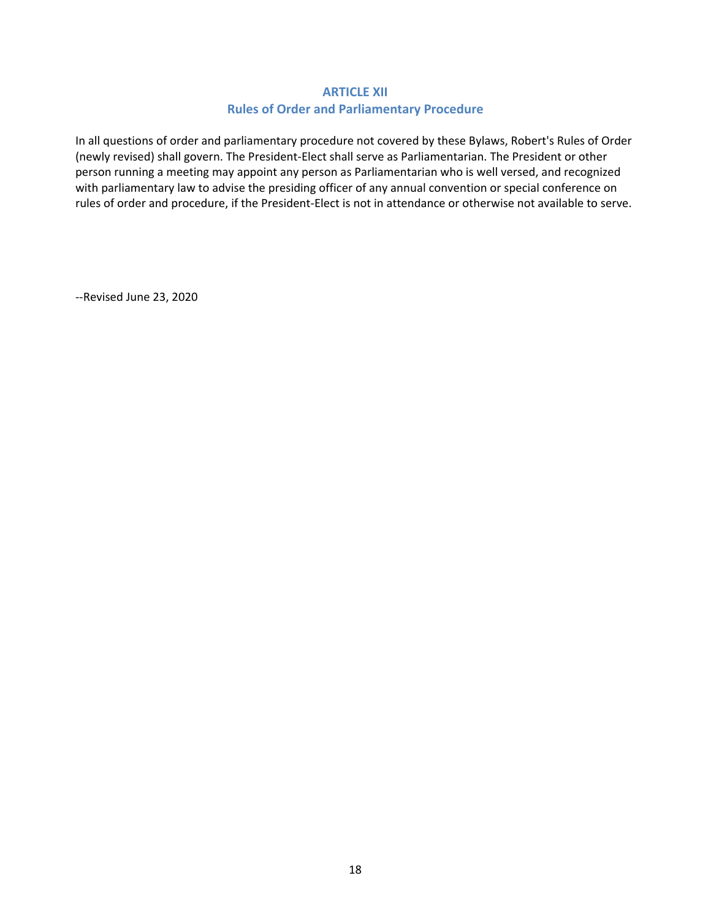## ARTICLE XII
## Rules of Order and Parliamentary Procedure

In all questions of order and parliamentary procedure not covered by these Bylaws, Robert's Rules of Order (newly revised) shall govern. The President-Elect shall serve as Parliamentarian. The President or other person running a meeting may appoint any person as Parliamentarian who is well versed, and recognized with parliamentary law to advise the presiding officer of any annual convention or special conference on rules of order and procedure, if the President-Elect is not in attendance or otherwise not available to serve.

--Revised June 23, 2020